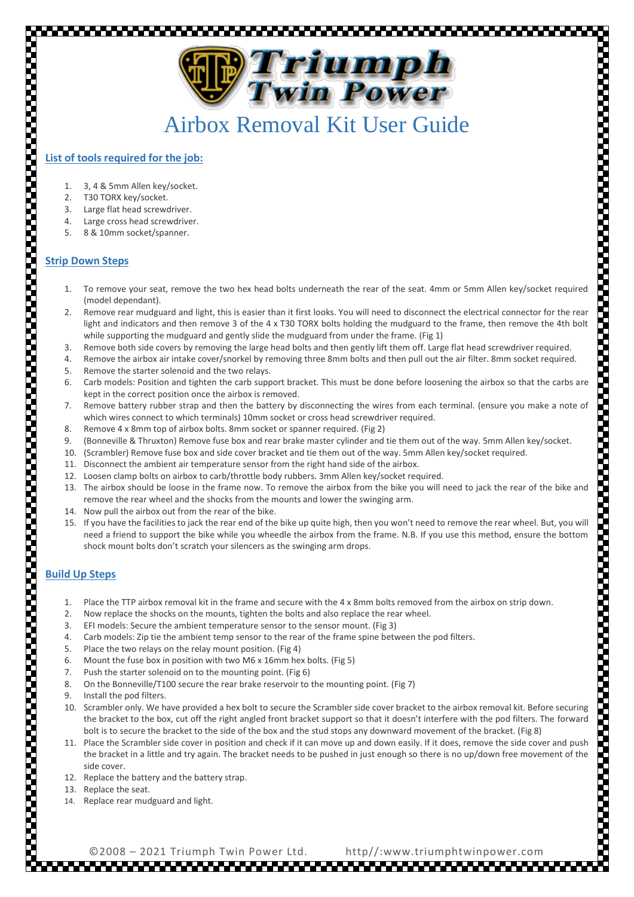# Triumph Twin Power

# Airbox Removal Kit User Guide

## List of tools required for the job:

1. 3, 4 & 5mm Allen key/socket.
2. T30 TORX key/socket.
3. Large flat head screwdriver.
4. Large cross head screwdriver.
5. 8 & 10mm socket/spanner.

## Strip Down Steps

1. To remove your seat, remove the two hex head bolts underneath the rear of the seat. 4mm or 5mm Allen key/socket required (model dependant).
2. Remove rear mudguard and light, this is easier than it first looks. You will need to disconnect the electrical connector for the rear light and indicators and then remove 3 of the 4 x T30 TORX bolts holding the mudguard to the frame, then remove the 4th bolt while supporting the mudguard and gently slide the mudguard from under the frame. (Fig 1)
3. Remove both side covers by removing the large head bolts and then gently lift them off. Large flat head screwdriver required.
4. Remove the airbox air intake cover/snorkel by removing three 8mm bolts and then pull out the air filter. 8mm socket required.
5. Remove the starter solenoid and the two relays.
6. Carb models: Position and tighten the carb support bracket. This must be done before loosening the airbox so that the carbs are kept in the correct position once the airbox is removed.
7. Remove battery rubber strap and then the battery by disconnecting the wires from each terminal. (ensure you make a note of which wires connect to which terminals) 10mm socket or cross head screwdriver required.
8. Remove 4 x 8mm top of airbox bolts. 8mm socket or spanner required. (Fig 2)
9. (Bonneville & Thruxton) Remove fuse box and rear brake master cylinder and tie them out of the way. 5mm Allen key/socket.
10. (Scrambler) Remove fuse box and side cover bracket and tie them out of the way. 5mm Allen key/socket required.
11. Disconnect the ambient air temperature sensor from the right hand side of the airbox.
12. Loosen clamp bolts on airbox to carb/throttle body rubbers. 3mm Allen key/socket required.
13. The airbox should be loose in the frame now. To remove the airbox from the bike you will need to jack the rear of the bike and remove the rear wheel and the shocks from the mounts and lower the swinging arm.
14. Now pull the airbox out from the rear of the bike.
15. If you have the facilities to jack the rear end of the bike up quite high, then you won't need to remove the rear wheel. But, you will need a friend to support the bike while you wheedle the airbox from the frame. N.B. If you use this method, ensure the bottom shock mount bolts don't scratch your silencers as the swinging arm drops.

## Build Up Steps

1. Place the TTP airbox removal kit in the frame and secure with the 4 x 8mm bolts removed from the airbox on strip down.
2. Now replace the shocks on the mounts, tighten the bolts and also replace the rear wheel.
3. EFI models: Secure the ambient temperature sensor to the sensor mount. (Fig 3)
4. Carb models: Zip tie the ambient temp sensor to the rear of the frame spine between the pod filters.
5. Place the two relays on the relay mount position. (Fig 4)
6. Mount the fuse box in position with two M6 x 16mm hex bolts. (Fig 5)
7. Push the starter solenoid on to the mounting point. (Fig 6)
8. On the Bonneville/T100 secure the rear brake reservoir to the mounting point. (Fig 7)
9. Install the pod filters.
10. Scrambler only. We have provided a hex bolt to secure the Scrambler side cover bracket to the airbox removal kit. Before securing the bracket to the box, cut off the right angled front bracket support so that it doesn't interfere with the pod filters. The forward bolt is to secure the bracket to the side of the box and the stud stops any downward movement of the bracket. (Fig 8)
11. Place the Scrambler side cover in position and check if it can move up and down easily. If it does, remove the side cover and push the bracket in a little and try again. The bracket needs to be pushed in just enough so there is no up/down free movement of the side cover.
12. Replace the battery and the battery strap.
13. Replace the seat.
14. Replace rear mudguard and light.

©2008 – 2021 Triumph Twin Power Ltd. http//:www.triumphtwinpower.com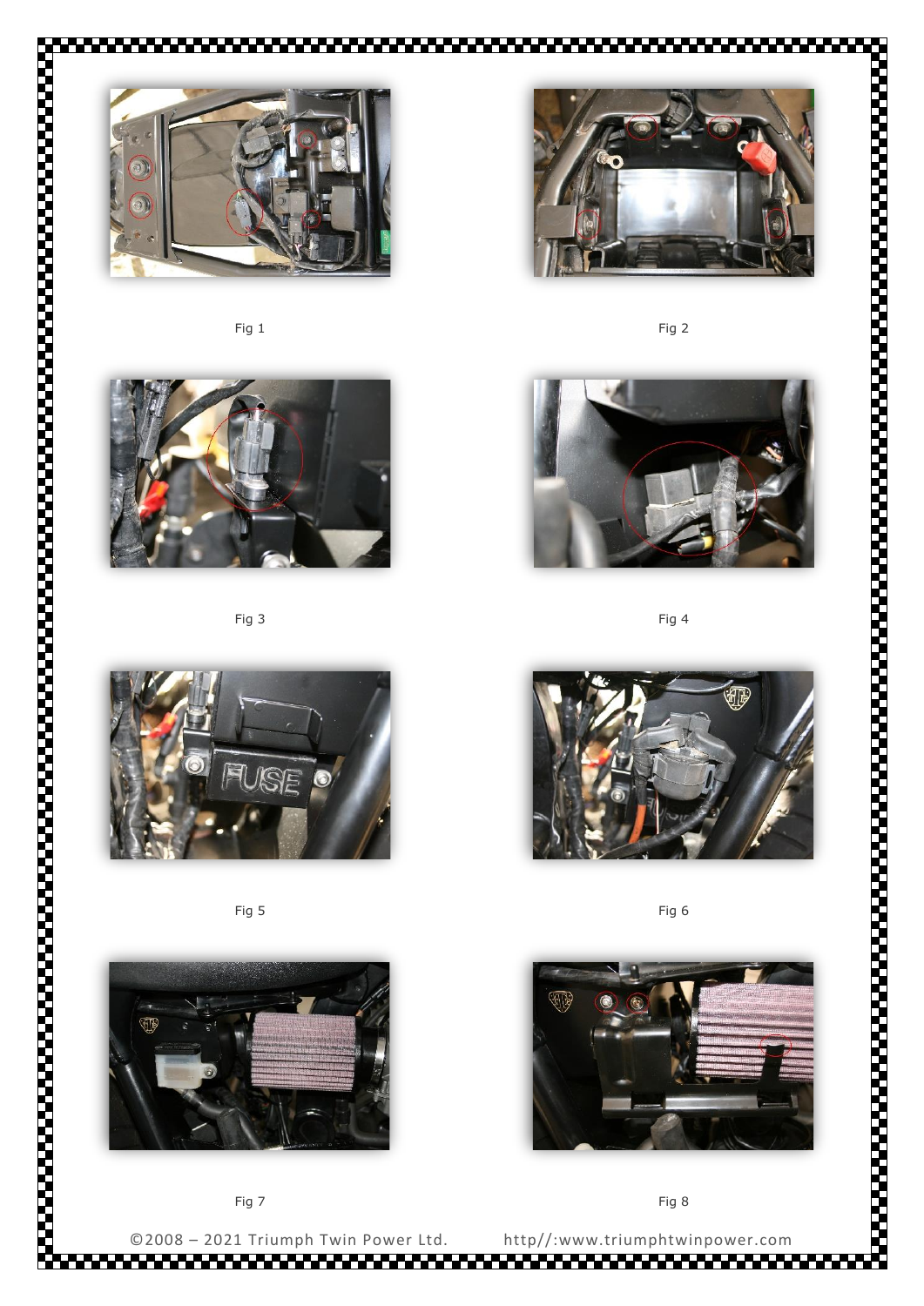Fig 1

Fig 2

Fig 3

Fig 4

Fig 5

Fig 6

Fig 7

Fig 8

©2008 – 2021 Triumph Twin Power Ltd. http//:www.triumphtwinpower.com